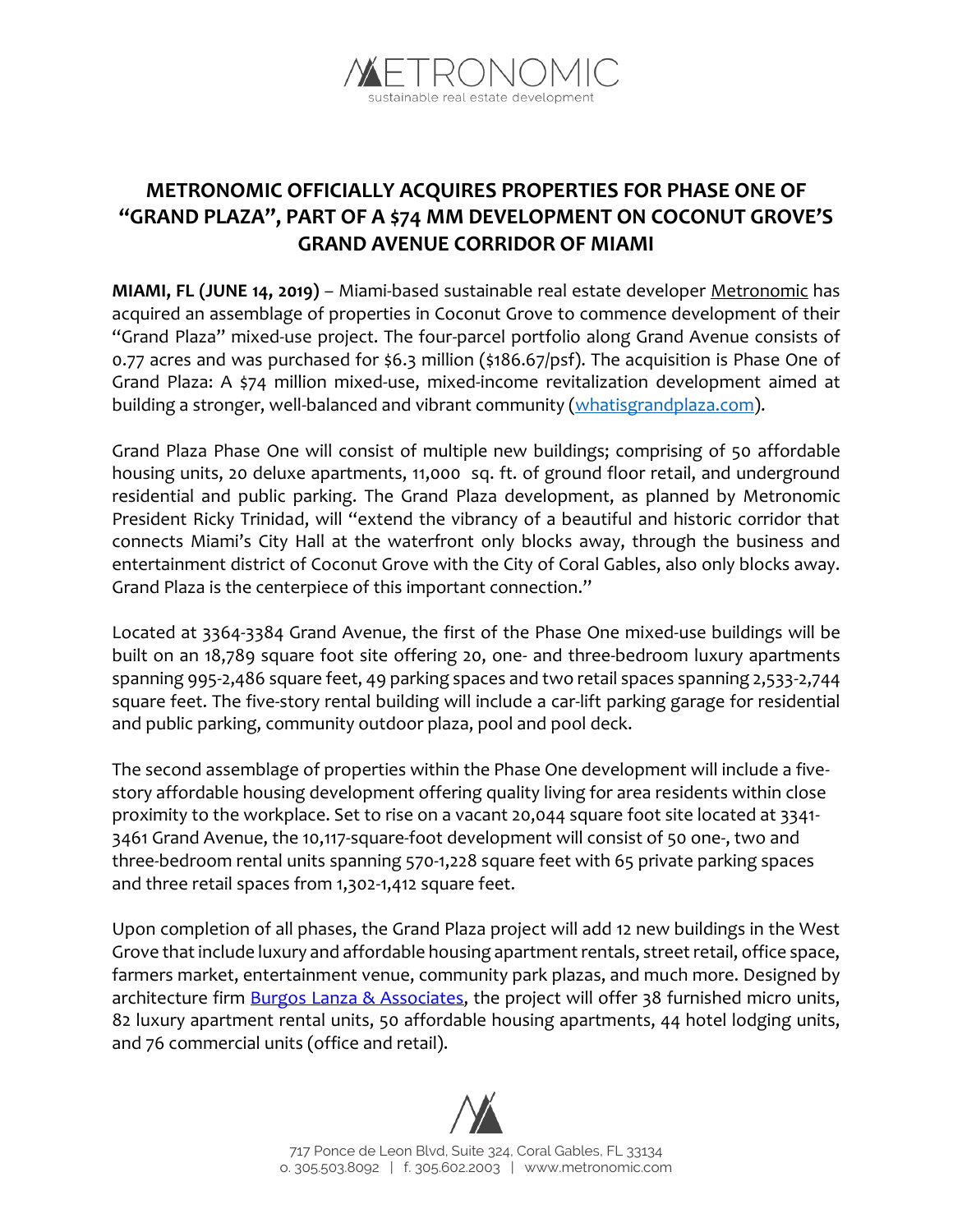# METRONOMIC OFFICIALLY ACQUIRES PROPERTIES FOR PHASE ONE OF "GRAND PLAZA", PART OF A $74 MM DEVELOPMENT ON COCONUT GROVE'S GRAND AVENUE CORRIDOR OF MIAMI

**MIAMI, FL (JUNE 14, 2019)** – Miami-based sustainable real estate developer Metronomic has acquired an assemblage of properties in Coconut Grove to commence development of their "Grand Plaza" mixed-use project. The four-parcel portfolio along Grand Avenue consists of 0.77 acres and was purchased for $6.3 million ($186.67/psf). The acquisition is Phase One of Grand Plaza: A $74 million mixed-use, mixed-income revitalization development aimed at building a stronger, well-balanced and vibrant community (whatisgrandplaza.com).

Grand Plaza Phase One will consist of multiple new buildings; comprising of 50 affordable housing units, 20 deluxe apartments, 11,000 sq. ft. of ground floor retail, and underground residential and public parking. The Grand Plaza development, as planned by Metronomic President Ricky Trinidad, will "extend the vibrancy of a beautiful and historic corridor that connects Miami's City Hall at the waterfront only blocks away, through the business and entertainment district of Coconut Grove with the City of Coral Gables, also only blocks away. Grand Plaza is the centerpiece of this important connection."

Located at 3364-3384 Grand Avenue, the first of the Phase One mixed-use buildings will be built on an 18,789 square foot site offering 20, one- and three-bedroom luxury apartments spanning 995-2,486 square feet, 49 parking spaces and two retail spaces spanning 2,533-2,744 square feet. The five-story rental building will include a car-lift parking garage for residential and public parking, community outdoor plaza, pool and pool deck.

The second assemblage of properties within the Phase One development will include a five-story affordable housing development offering quality living for area residents within close proximity to the workplace. Set to rise on a vacant 20,044 square foot site located at 3341-3461 Grand Avenue, the 10,117-square-foot development will consist of 50 one-, two and three-bedroom rental units spanning 570-1,228 square feet with 65 private parking spaces and three retail spaces from 1,302-1,412 square feet.

Upon completion of all phases, the Grand Plaza project will add 12 new buildings in the West Grove that include luxury and affordable housing apartment rentals, street retail, office space, farmers market, entertainment venue, community park plazas, and much more. Designed by architecture firm Burgos Lanza & Associates, the project will offer 38 furnished micro units, 82 luxury apartment rental units, 50 affordable housing apartments, 44 hotel lodging units, and 76 commercial units (office and retail).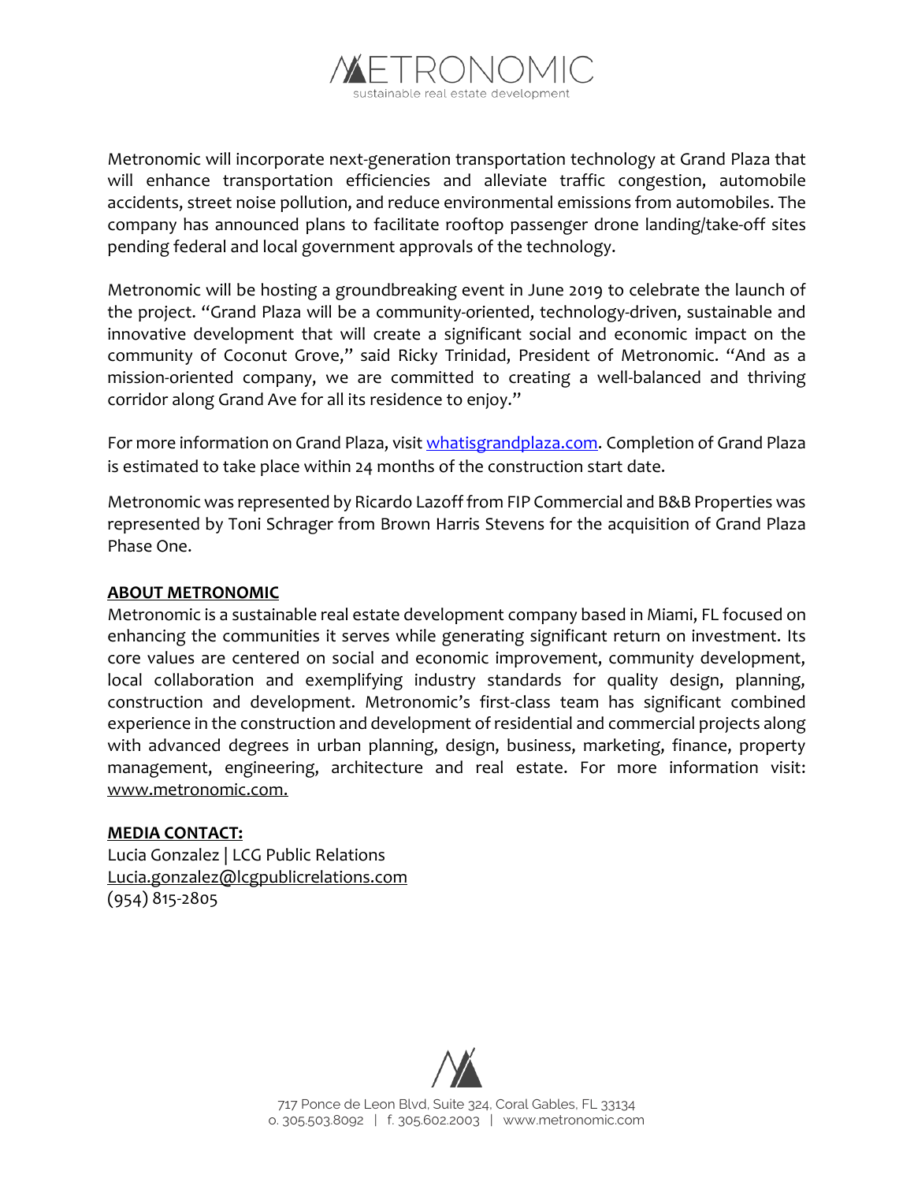Metronomic will incorporate next-generation transportation technology at Grand Plaza that will enhance transportation efficiencies and alleviate traffic congestion, automobile accidents, street noise pollution, and reduce environmental emissions from automobiles. The company has announced plans to facilitate rooftop passenger drone landing/take-off sites pending federal and local government approvals of the technology.

Metronomic will be hosting a groundbreaking event in June 2019 to celebrate the launch of the project. "Grand Plaza will be a community-oriented, technology-driven, sustainable and innovative development that will create a significant social and economic impact on the community of Coconut Grove," said Ricky Trinidad, President of Metronomic. "And as a mission-oriented company, we are committed to creating a well-balanced and thriving corridor along Grand Ave for all its residence to enjoy."

For more information on Grand Plaza, visit [whatisgrandplaza.com](whatisgrandplaza.com). Completion of Grand Plaza is estimated to take place within 24 months of the construction start date.

Metronomic was represented by Ricardo Lazoff from FIP Commercial and B&B Properties was represented by Toni Schrager from Brown Harris Stevens for the acquisition of Grand Plaza Phase One.

**ABOUT METRONOMIC**

Metronomic is a sustainable real estate development company based in Miami, FL focused on enhancing the communities it serves while generating significant return on investment. Its core values are centered on social and economic improvement, community development, local collaboration and exemplifying industry standards for quality design, planning, construction and development. Metronomic's first-class team has significant combined experience in the construction and development of residential and commercial projects along with advanced degrees in urban planning, design, business, marketing, finance, property management, engineering, architecture and real estate. For more information visit: www.metronomic.com.

**MEDIA CONTACT:**

Lucia Gonzalez | LCG Public Relations
Lucia.gonzalez@lcgpublicrelations.com
(954) 815-2805